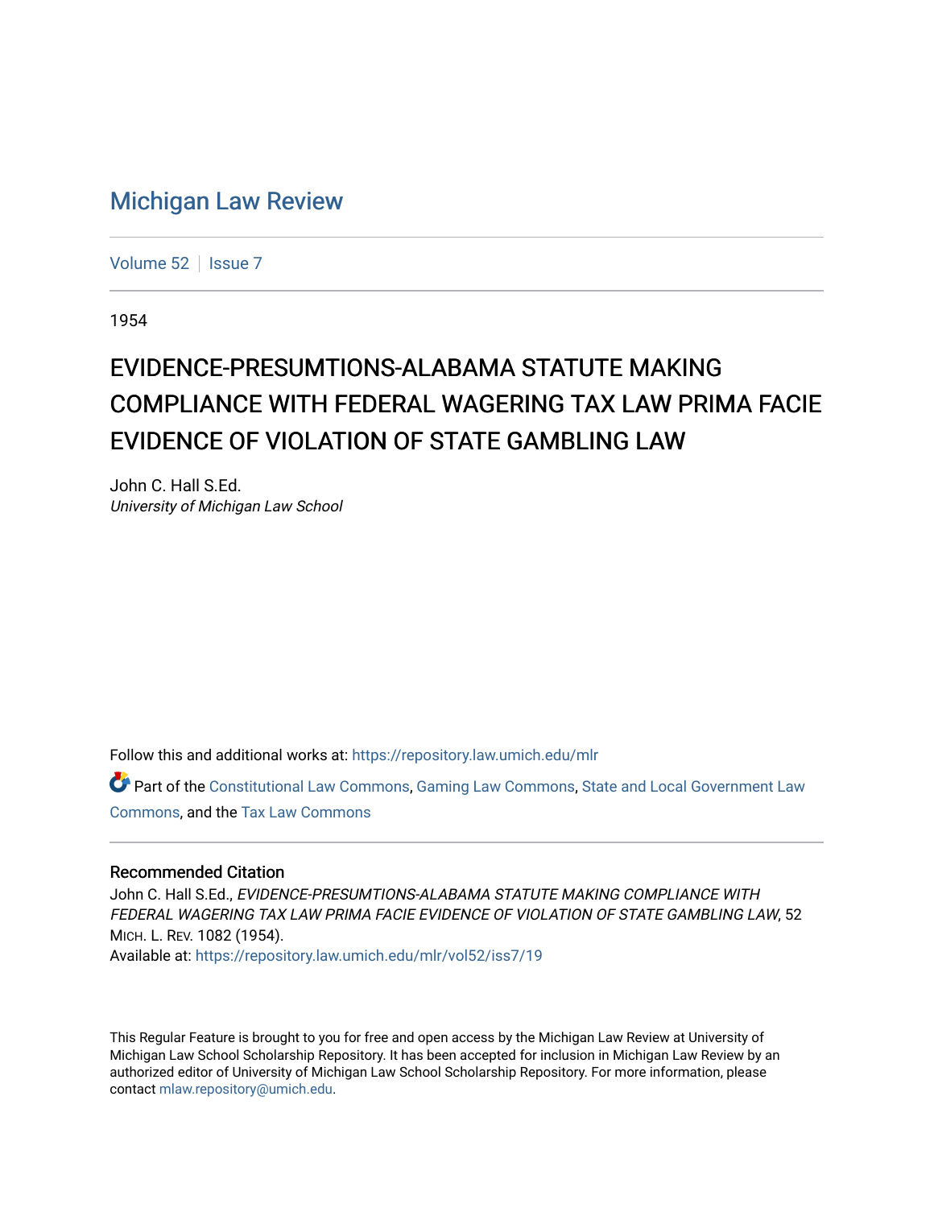# Michigan Law Review

Volume 52 | Issue 7

1954

## EVIDENCE-PRESUMTIONS-ALABAMA STATUTE MAKING COMPLIANCE WITH FEDERAL WAGERING TAX LAW PRIMA FACIE EVIDENCE OF VIOLATION OF STATE GAMBLING LAW

John C. Hall S.Ed.
*University of Michigan Law School*

Follow this and additional works at: https://repository.law.umich.edu/mlr

Part of the Constitutional Law Commons, Gaming Law Commons, State and Local Government Law Commons, and the Tax Law Commons

### Recommended Citation

John C. Hall S.Ed., *EVIDENCE-PRESUMTIONS-ALABAMA STATUTE MAKING COMPLIANCE WITH FEDERAL WAGERING TAX LAW PRIMA FACIE EVIDENCE OF VIOLATION OF STATE GAMBLING LAW*, 52 MICH. L. REV. 1082 (1954).
Available at: https://repository.law.umich.edu/mlr/vol52/iss7/19

This Regular Feature is brought to you for free and open access by the Michigan Law Review at University of Michigan Law School Scholarship Repository. It has been accepted for inclusion in Michigan Law Review by an authorized editor of University of Michigan Law School Scholarship Repository. For more information, please contact mlaw.repository@umich.edu.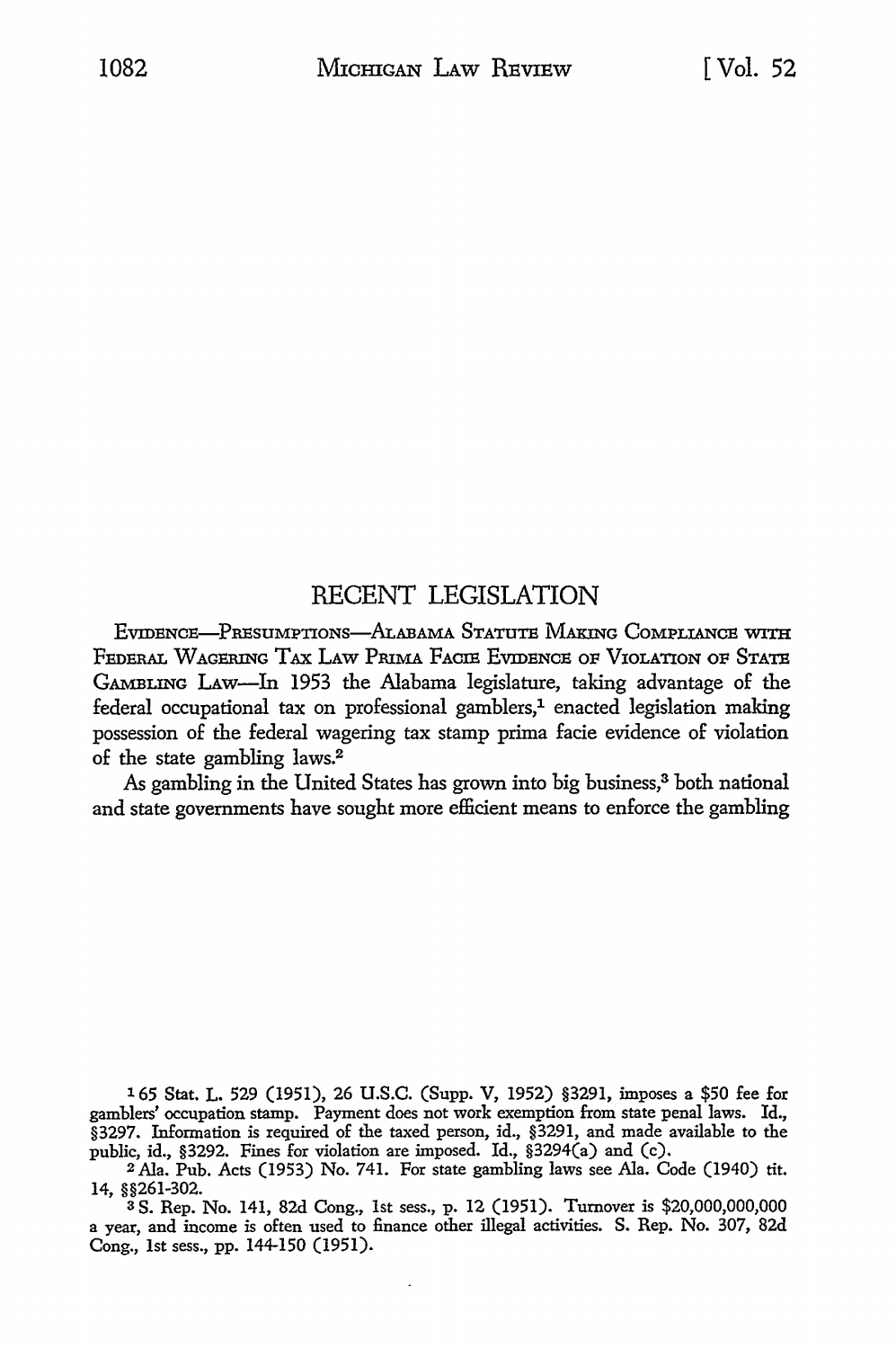# RECENT LEGISLATION

EVIDENCE—PRESUMPTIONS—ALABAMA STATUTE MAKING COMPLIANCE WITH FEDERAL WAGERING TAX LAW PRIMA FACIE EVIDENCE OF VIOLATION OF STATE GAMBLING LAW—In 1953 the Alabama legislature, taking advantage of the federal occupational tax on professional gamblers,[1] enacted legislation making possession of the federal wagering tax stamp prima facie evidence of violation of the state gambling laws.[2]

As gambling in the United States has grown into big business,[3] both national and state governments have sought more efficient means to enforce the gambling

---

[1] 65 Stat. L. 529 (1951), 26 U.S.C. (Supp. V, 1952) §3291, imposes a $50 fee for gamblers' occupation stamp. Payment does not work exemption from state penal laws. Id., §3297. Information is required of the taxed person, id., §3291, and made available to the public, id., §3292. Fines for violation are imposed. Id., §3294(a) and (c).

[2] Ala. Pub. Acts (1953) No. 741. For state gambling laws see Ala. Code (1940) tit. 14, §§261-302.

[3] S. Rep. No. 141, 82d Cong., 1st sess., p. 12 (1951). Turnover is $20,000,000,000 a year, and income is often used to finance other illegal activities. S. Rep. No. 307, 82d Cong., 1st sess., pp. 144-150 (1951).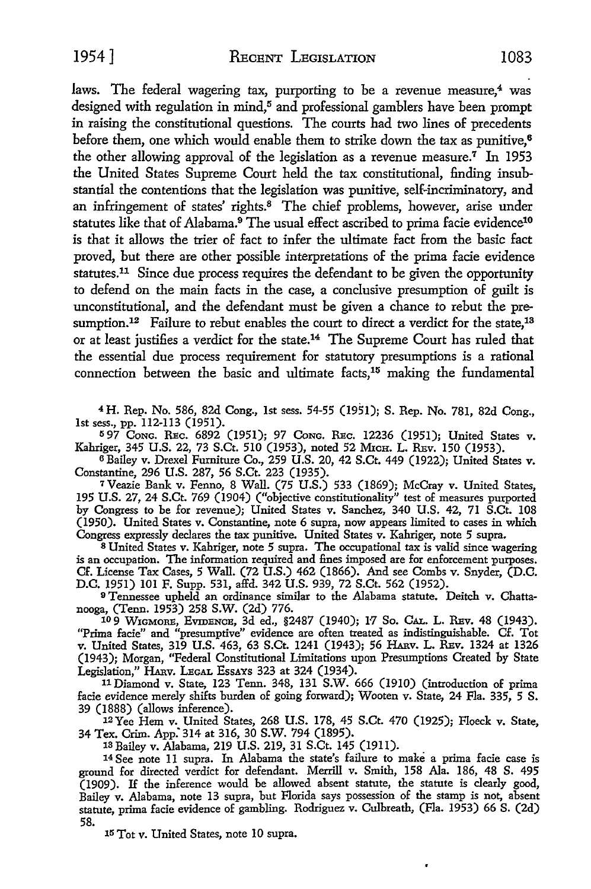laws. The federal wagering tax, purporting to be a revenue measure,[4] was designed with regulation in mind,[5] and professional gamblers have been prompt in raising the constitutional questions. The courts had two lines of precedents before them, one which would enable them to strike down the tax as punitive,[6] the other allowing approval of the legislation as a revenue measure.[7] In 1953 the United States Supreme Court held the tax constitutional, finding insubstantial the contentions that the legislation was punitive, self-incriminatory, and an infringement of states' rights.[8] The chief problems, however, arise under statutes like that of Alabama.[9] The usual effect ascribed to prima facie evidence[10] is that it allows the trier of fact to infer the ultimate fact from the basic fact proved, but there are other possible interpretations of the prima facie evidence statutes.[11] Since due process requires the defendant to be given the opportunity to defend on the main facts in the case, a conclusive presumption of guilt is unconstitutional, and the defendant must be given a chance to rebut the presumption.[12] Failure to rebut enables the court to direct a verdict for the state,[13] or at least justifies a verdict for the state.[14] The Supreme Court has ruled that the essential due process requirement for statutory presumptions is a rational connection between the basic and ultimate facts,[15] making the fundamental

---

[4] H. Rep. No. 586, 82d Cong., 1st sess. 54-55 (1951); S. Rep. No. 781, 82d Cong., 1st sess., pp. 112-113 (1951).

[5] 97 Cong. Rec. 6892 (1951); 97 Cong. Rec. 12236 (1951); United States v. Kahriger, 345 U.S. 22, 73 S.Ct. 510 (1953), noted 52 Mich. L. Rev. 150 (1953).

[6] Bailey v. Drexel Furniture Co., 259 U.S. 20, 42 S.Ct. 449 (1922); United States v. Constantine, 296 U.S. 287, 56 S.Ct. 223 (1935).

[7] Veazie Bank v. Fenno, 8 Wall. (75 U.S.) 533 (1869); McCray v. United States, 195 U.S. 27, 24 S.Ct. 769 (1904) ("objective constitutionality" test of measures purported by Congress to be for revenue); United States v. Sanchez, 340 U.S. 42, 71 S.Ct. 108 (1950). United States v. Constantine, note 6 supra, now appears limited to cases in which Congress expressly declares the tax punitive. United States v. Kahriger, note 5 supra.

[8] United States v. Kahriger, note 5 supra. The occupational tax is valid since wagering is an occupation. The information required and fines imposed are for enforcement purposes. Cf. License Tax Cases, 5 Wall. (72 U.S.) 462 (1866). And see Combs v. Snyder, (D.C. D.C. 1951) 101 F. Supp. 531, affd. 342 U.S. 939, 72 S.Ct. 562 (1952).

[9] Tennessee upheld an ordinance similar to the Alabama statute. Deitch v. Chattanooga, (Tenn. 1953) 258 S.W. (2d) 776.

[10] 9 Wigmore, Evidence, 3d ed., §2487 (1940); 17 So. Cal. L. Rev. 48 (1943). "Prima facie" and "presumptive" evidence are often treated as indistinguishable. Cf. Tot v. United States, 319 U.S. 463, 63 S.Ct. 1241 (1943); 56 Harv. L. Rev. 1324 at 1326 (1943); Morgan, "Federal Constitutional Limitations upon Presumptions Created by State Legislation," Harv. Legal Essays 323 at 324 (1934).

[11] Diamond v. State, 123 Tenn. 348, 131 S.W. 666 (1910) (introduction of prima facie evidence merely shifts burden of going forward); Wooten v. State, 24 Fla. 335, 5 S. 39 (1888) (allows inference).

[12] Yee Hem v. United States, 268 U.S. 178, 45 S.Ct. 470 (1925); Floeck v. State, 34 Tex. Crim. App. 314 at 316, 30 S.W. 794 (1895).

[13] Bailey v. Alabama, 219 U.S. 219, 31 S.Ct. 145 (1911).

[14] See note 11 supra. In Alabama the state's failure to make a prima facie case is ground for directed verdict for defendant. Merrill v. Smith, 158 Ala. 186, 48 S. 495 (1909). If the inference would be allowed absent statute, the statute is clearly good, Bailey v. Alabama, note 13 supra, but Florida says possession of the stamp is not, absent statute, prima facie evidence of gambling. Rodriguez v. Culbreath, (Fla. 1953) 66 S. (2d) 58.

[15] Tot v. United States, note 10 supra.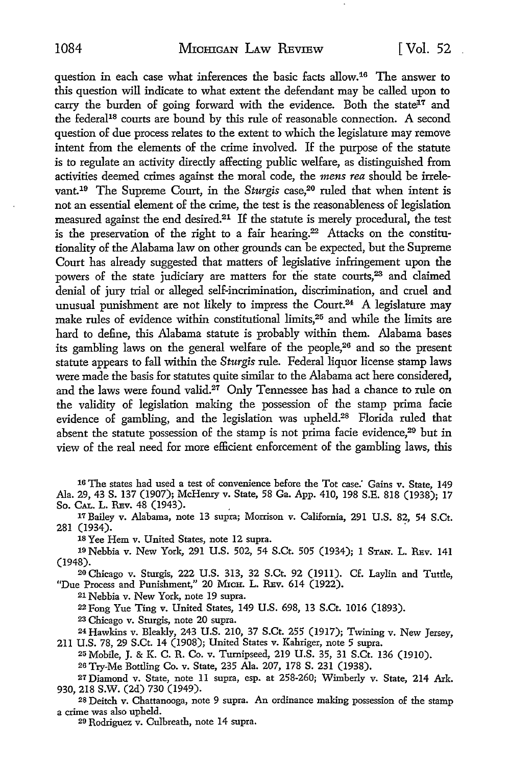question in each case what inferences the basic facts allow.[16] The answer to this question will indicate to what extent the defendant may be called upon to carry the burden of going forward with the evidence. Both the state[17] and the federal[18] courts are bound by this rule of reasonable connection. A second question of due process relates to the extent to which the legislature may remove intent from the elements of the crime involved. If the purpose of the statute is to regulate an activity directly affecting public welfare, as distinguished from activities deemed crimes against the moral code, the *mens rea* should be irrelevant.[19] The Supreme Court, in the *Sturgis* case,[20] ruled that when intent is not an essential element of the crime, the test is the reasonableness of legislation measured against the end desired.[21] If the statute is merely procedural, the test is the preservation of the right to a fair hearing.[22] Attacks on the constitutionality of the Alabama law on other grounds can be expected, but the Supreme Court has already suggested that matters of legislative infringement upon the powers of the state judiciary are matters for the state courts,[23] and claimed denial of jury trial or alleged self-incrimination, discrimination, and cruel and unusual punishment are not likely to impress the Court.[24] A legislature may make rules of evidence within constitutional limits,[25] and while the limits are hard to define, this Alabama statute is probably within them. Alabama bases its gambling laws on the general welfare of the people,[26] and so the present statute appears to fall within the *Sturgis* rule. Federal liquor license stamp laws were made the basis for statutes quite similar to the Alabama act here considered, and the laws were found valid.[27] Only Tennessee has had a chance to rule on the validity of legislation making the possession of the stamp prima facie evidence of gambling, and the legislation was upheld.[28] Florida ruled that absent the statute possession of the stamp is not prima facie evidence,[29] but in view of the real need for more efficient enforcement of the gambling laws, this

---

[16] The states had used a test of convenience before the Tot case. Gains v. State, 149 Ala. 29, 43 S. 137 (1907); McHenry v. State, 58 Ga. App. 410, 198 S.E. 818 (1938); 17 So. Cal. L. Rev. 48 (1943).

[17] Bailey v. Alabama, note 13 supra; Morrison v. California, 291 U.S. 82, 54 S.Ct. 281 (1934).

[18] Yee Hem v. United States, note 12 supra.

[19] Nebbia v. New York, 291 U.S. 502, 54 S.Ct. 505 (1934); 1 Stan. L. Rev. 141 (1948).

[20] Chicago v. Sturgis, 222 U.S. 313, 32 S.Ct. 92 (1911). Cf. Laylin and Tuttle, "Due Process and Punishment," 20 Mich. L. Rev. 614 (1922).

[21] Nebbia v. New York, note 19 supra.

[22] Fong Yue Ting v. United States, 149 U.S. 698, 13 S.Ct. 1016 (1893).

[23] Chicago v. Sturgis, note 20 supra.

[24] Hawkins v. Bleakly, 243 U.S. 210, 37 S.Ct. 255 (1917); Twining v. New Jersey, 211 U.S. 78, 29 S.Ct. 14 (1908); United States v. Kahriger, note 5 supra.

[25] Mobile, J. & K. C. R. Co. v. Turnipseed, 219 U.S. 35, 31 S.Ct. 136 (1910).

[26] Try-Me Bottling Co. v. State, 235 Ala. 207, 178 S. 231 (1938).

[27] Diamond v. State, note 11 supra, esp. at 258-260; Wimberly v. State, 214 Ark. 930, 218 S.W. (2d) 730 (1949).

[28] Deitch v. Chattanooga, note 9 supra. An ordinance making possession of the stamp a crime was also upheld.

[29] Rodriguez v. Culbreath, note 14 supra.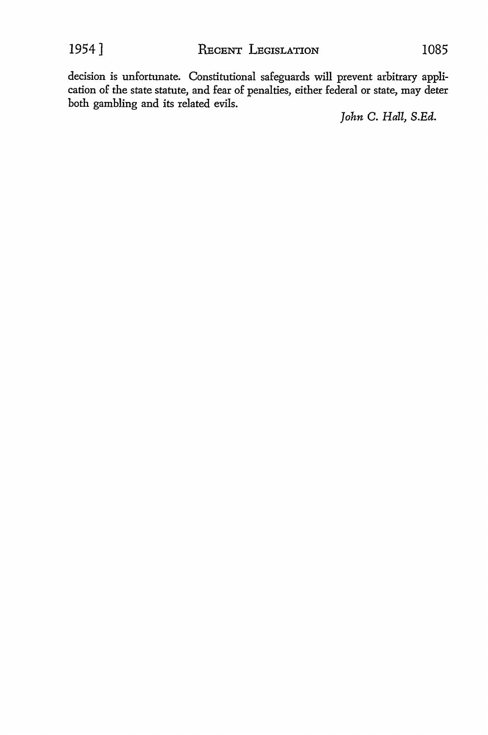decision is unfortunate. Constitutional safeguards will prevent arbitrary application of the state statute, and fear of penalties, either federal or state, may deter both gambling and its related evils.

*John C. Hall, S.Ed.*